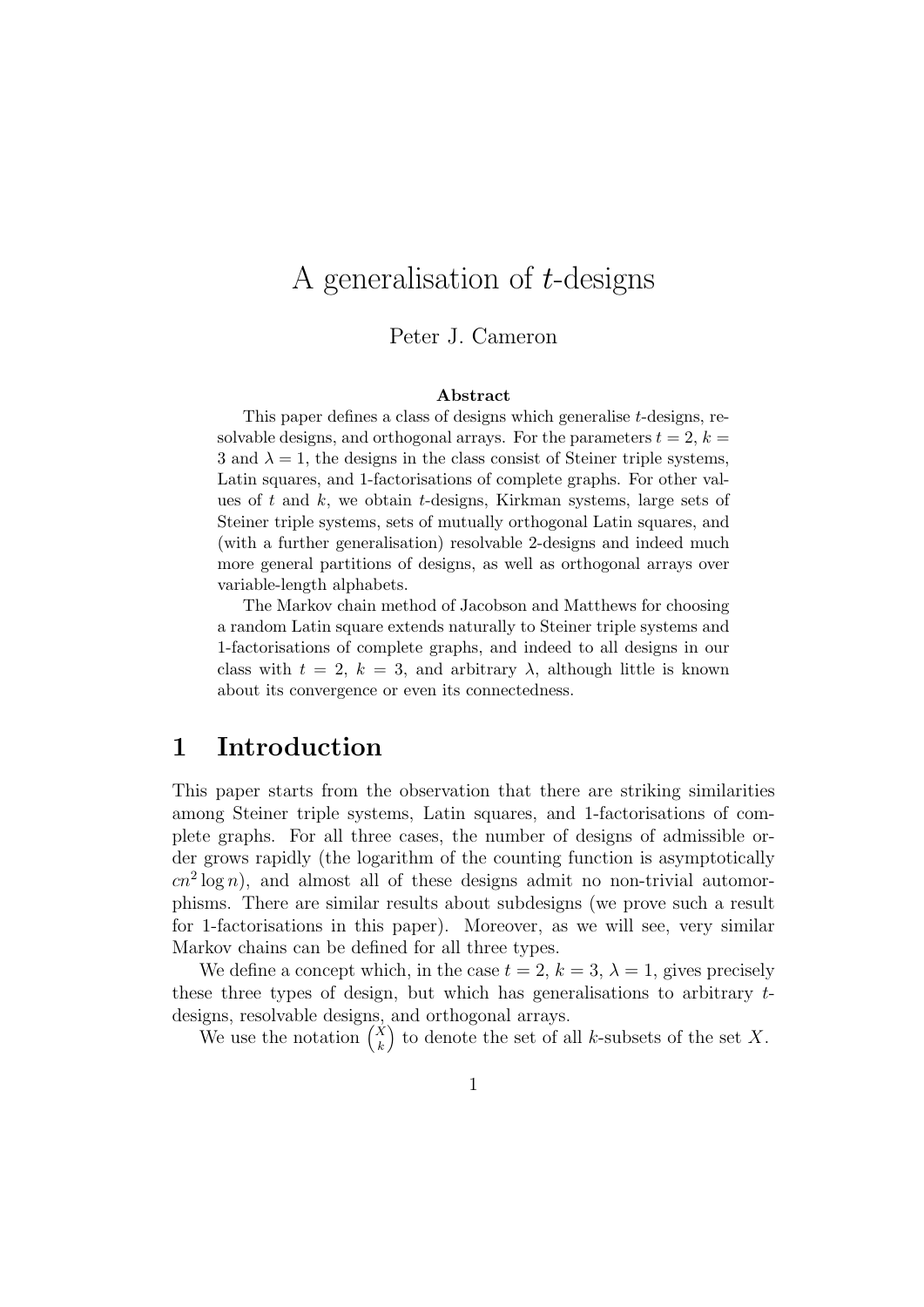# A generalisation of $t$-designs

Peter J. Cameron

**Abstract**

This paper defines a class of designs which generalise $t$-designs, resolvable designs, and orthogonal arrays. For the parameters $t = 2$, $k = 3$ and $\lambda = 1$, the designs in the class consist of Steiner triple systems, Latin squares, and 1-factorisations of complete graphs. For other values of $t$ and $k$, we obtain $t$-designs, Kirkman systems, large sets of Steiner triple systems, sets of mutually orthogonal Latin squares, and (with a further generalisation) resolvable 2-designs and indeed much more general partitions of designs, as well as orthogonal arrays over variable-length alphabets.

The Markov chain method of Jacobson and Matthews for choosing a random Latin square extends naturally to Steiner triple systems and 1-factorisations of complete graphs, and indeed to all designs in our class with $t = 2$, $k = 3$, and arbitrary $\lambda$, although little is known about its convergence or even its connectedness.

## 1 Introduction

This paper starts from the observation that there are striking similarities among Steiner triple systems, Latin squares, and 1-factorisations of complete graphs. For all three cases, the number of designs of admissible order grows rapidly (the logarithm of the counting function is asymptotically $cn^2 \log n$), and almost all of these designs admit no non-trivial automorphisms. There are similar results about subdesigns (we prove such a result for 1-factorisations in this paper). Moreover, as we will see, very similar Markov chains can be defined for all three types.

We define a concept which, in the case $t = 2$, $k = 3$, $\lambda = 1$, gives precisely these three types of design, but which has generalisations to arbitrary $t$-designs, resolvable designs, and orthogonal arrays.

We use the notation $\binom{X}{k}$ to denote the set of all $k$-subsets of the set $X$.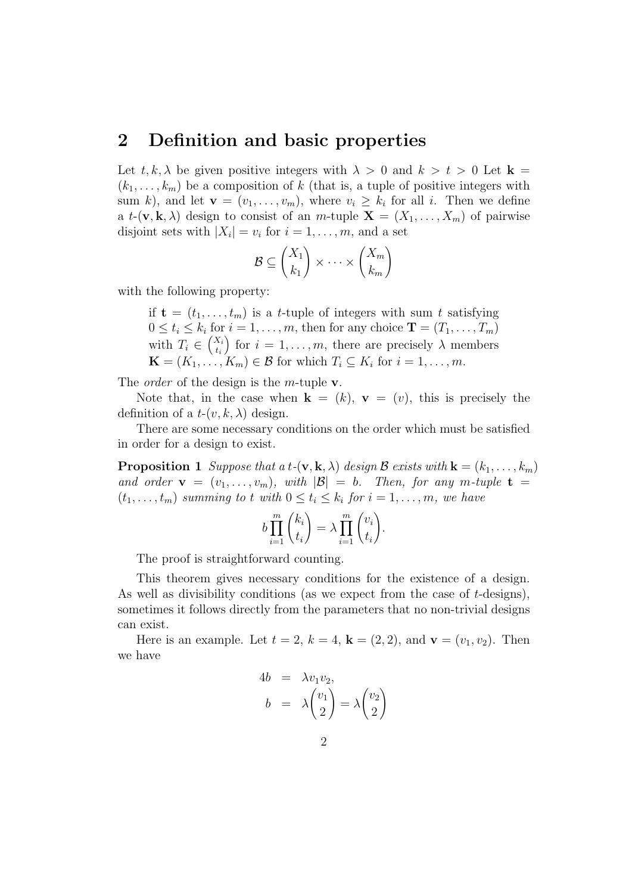## 2 Definition and basic properties

Let $t, k, \lambda$ be given positive integers with $\lambda > 0$ and $k > t > 0$ Let $\mathbf{k} = (k_1, \ldots, k_m)$ be a composition of $k$ (that is, a tuple of positive integers with sum $k$), and let $\mathbf{v} = (v_1, \ldots, v_m)$, where $v_i \geq k_i$ for all $i$. Then we define a $t$-$(\mathbf{v}, \mathbf{k}, \lambda)$ design to consist of an $m$-tuple $\mathbf{X} = (X_1, \ldots, X_m)$ of pairwise disjoint sets with $|X_i| = v_i$ for $i = 1, \ldots, m$, and a set

$$\mathcal{B} \subseteq \binom{X_1}{k_1} \times \cdots \times \binom{X_m}{k_m}$$

with the following property:

> if $\mathbf{t} = (t_1, \ldots, t_m)$ is a $t$-tuple of integers with sum $t$ satisfying $0 \leq t_i \leq k_i$ for $i = 1, \ldots, m$, then for any choice $\mathbf{T} = (T_1, \ldots, T_m)$ with $T_i \in \binom{X_i}{t_i}$ for $i = 1, \ldots, m$, there are precisely $\lambda$ members $\mathbf{K} = (K_1, \ldots, K_m) \in \mathcal{B}$ for which $T_i \subseteq K_i$ for $i = 1, \ldots, m$.

The *order* of the design is the $m$-tuple $\mathbf{v}$.

Note that, in the case when $\mathbf{k} = (k)$, $\mathbf{v} = (v)$, this is precisely the definition of a $t$-$(v, k, \lambda)$ design.

There are some necessary conditions on the order which must be satisfied in order for a design to exist.

**Proposition 1** *Suppose that a $t$-$(\mathbf{v}, \mathbf{k}, \lambda)$ design $\mathcal{B}$ exists with $\mathbf{k} = (k_1, \ldots, k_m)$ and order $\mathbf{v} = (v_1, \ldots, v_m)$, with $|\mathcal{B}| = b$. Then, for any $m$-tuple $\mathbf{t} = (t_1, \ldots, t_m)$ summing to $t$ with $0 \leq t_i \leq k_i$ for $i = 1, \ldots, m$, we have*

$$b \prod_{i=1}^{m} \binom{k_i}{t_i} = \lambda \prod_{i=1}^{m} \binom{v_i}{t_i}.$$

The proof is straightforward counting.

This theorem gives necessary conditions for the existence of a design. As well as divisibility conditions (as we expect from the case of $t$-designs), sometimes it follows directly from the parameters that no non-trivial designs can exist.

Here is an example. Let $t = 2$, $k = 4$, $\mathbf{k} = (2, 2)$, and $\mathbf{v} = (v_1, v_2)$. Then we have

$$\begin{aligned} 4b &= \lambda v_1 v_2, \\ b &= \lambda \binom{v_1}{2} = \lambda \binom{v_2}{2} \end{aligned}$$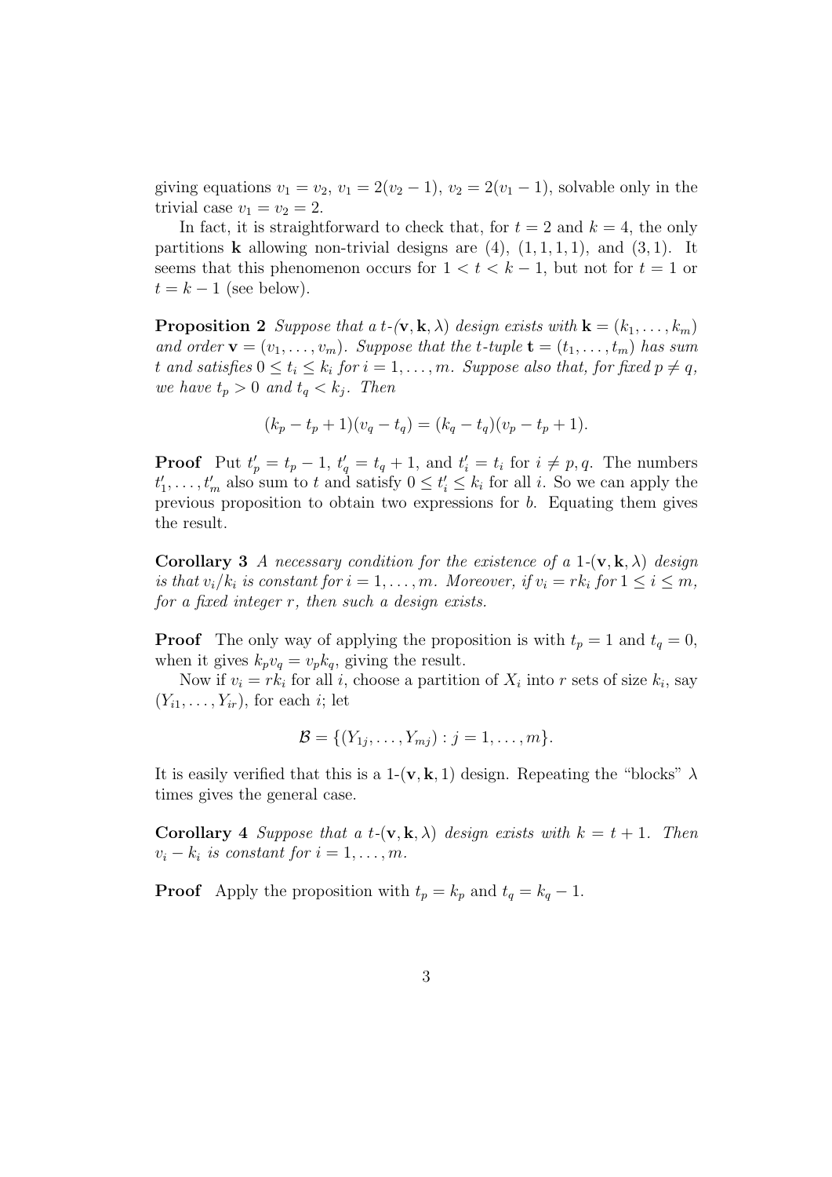giving equations $v_1 = v_2$, $v_1 = 2(v_2 - 1)$, $v_2 = 2(v_1 - 1)$, solvable only in the trivial case $v_1 = v_2 = 2$.

In fact, it is straightforward to check that, for $t = 2$ and $k = 4$, the only partitions $\mathbf{k}$ allowing non-trivial designs are $(4)$, $(1, 1, 1, 1)$, and $(3, 1)$. It seems that this phenomenon occurs for $1 < t < k - 1$, but not for $t = 1$ or $t = k - 1$ (see below).

**Proposition 2** *Suppose that a $t$-$(\mathbf{v}, \mathbf{k}, \lambda)$ design exists with $\mathbf{k} = (k_1, \ldots, k_m)$ and order $\mathbf{v} = (v_1, \ldots, v_m)$. Suppose that the $t$-tuple $\mathbf{t} = (t_1, \ldots, t_m)$ has sum $t$ and satisfies $0 \le t_i \le k_i$ for $i = 1, \ldots, m$. Suppose also that, for fixed $p \ne q$, we have $t_p > 0$ and $t_q < k_j$. Then*

$$(k_p - t_p + 1)(v_q - t_q) = (k_q - t_q)(v_p - t_p + 1).$$

**Proof** Put $t'_p = t_p - 1$, $t'_q = t_q + 1$, and $t'_i = t_i$ for $i \ne p, q$. The numbers $t'_1, \ldots, t'_m$ also sum to $t$ and satisfy $0 \le t'_i \le k_i$ for all $i$. So we can apply the previous proposition to obtain two expressions for $b$. Equating them gives the result.

**Corollary 3** *A necessary condition for the existence of a 1-$(\mathbf{v}, \mathbf{k}, \lambda)$ design is that $v_i/k_i$ is constant for $i = 1, \ldots, m$. Moreover, if $v_i = rk_i$ for $1 \le i \le m$, for a fixed integer $r$, then such a design exists.*

**Proof** The only way of applying the proposition is with $t_p = 1$ and $t_q = 0$, when it gives $k_p v_q = v_p k_q$, giving the result.

Now if $v_i = rk_i$ for all $i$, choose a partition of $X_i$ into $r$ sets of size $k_i$, say $(Y_{i1}, \ldots, Y_{ir})$, for each $i$; let

$$\mathcal{B} = \{(Y_{1j}, \ldots, Y_{mj}) : j = 1, \ldots, m\}.$$

It is easily verified that this is a 1-$(\mathbf{v}, \mathbf{k}, 1)$ design. Repeating the "blocks" $\lambda$ times gives the general case.

**Corollary 4** *Suppose that a $t$-$(\mathbf{v}, \mathbf{k}, \lambda)$ design exists with $k = t + 1$. Then $v_i - k_i$ is constant for $i = 1, \ldots, m$.*

**Proof** Apply the proposition with $t_p = k_p$ and $t_q = k_q - 1$.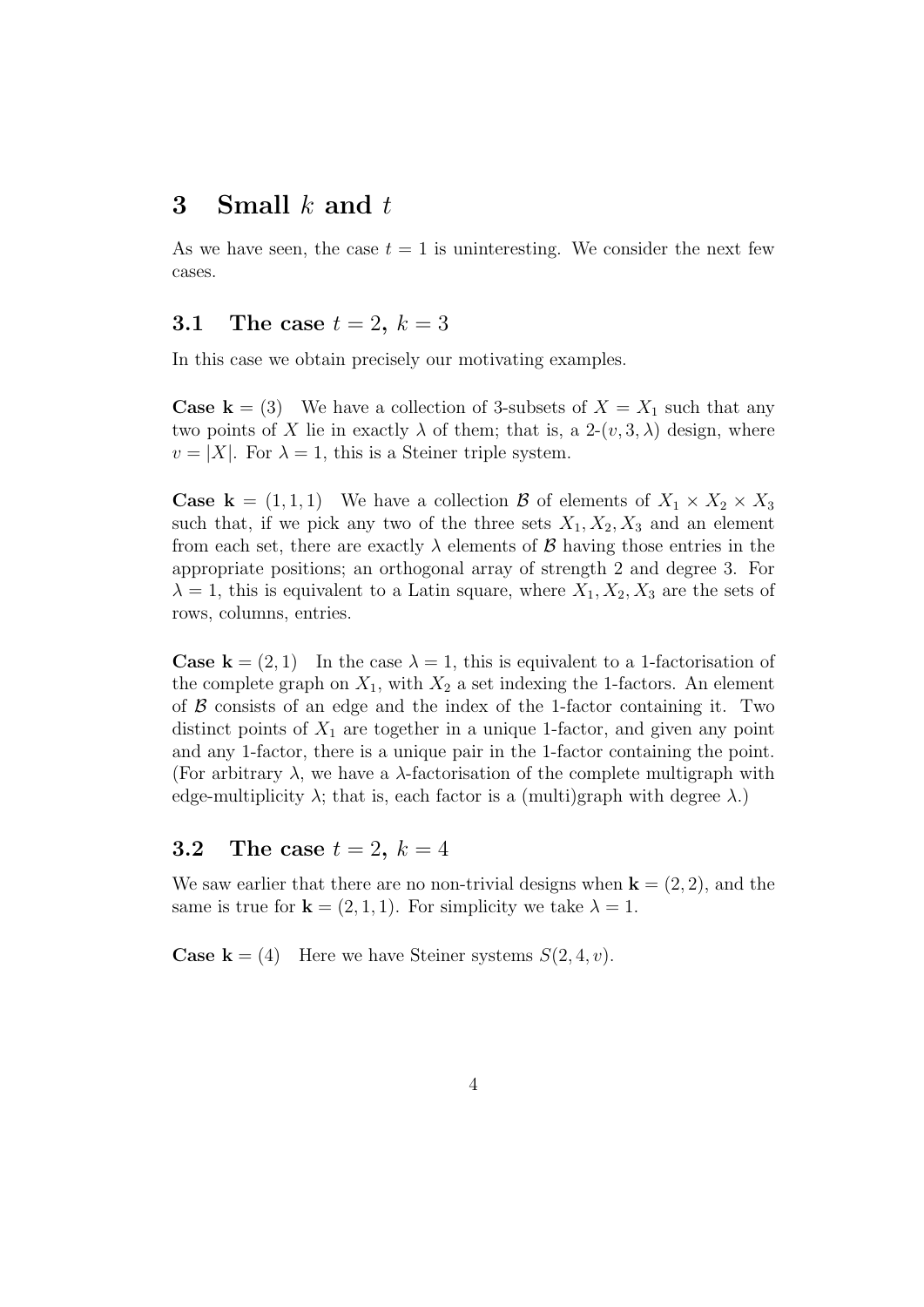## 3 Small $k$ and $t$

As we have seen, the case $t = 1$ is uninteresting. We consider the next few cases.

### 3.1 The case $t = 2$, $k = 3$

In this case we obtain precisely our motivating examples.

**Case $\mathbf{k} = (3)$** We have a collection of 3-subsets of $X = X_1$ such that any two points of $X$ lie in exactly $\lambda$ of them; that is, a 2-$(v, 3, \lambda)$ design, where $v = |X|$. For $\lambda = 1$, this is a Steiner triple system.

**Case $\mathbf{k} = (1, 1, 1)$** We have a collection $\mathcal{B}$ of elements of $X_1 \times X_2 \times X_3$ such that, if we pick any two of the three sets $X_1, X_2, X_3$ and an element from each set, there are exactly $\lambda$ elements of $\mathcal{B}$ having those entries in the appropriate positions; an orthogonal array of strength 2 and degree 3. For $\lambda = 1$, this is equivalent to a Latin square, where $X_1, X_2, X_3$ are the sets of rows, columns, entries.

**Case $\mathbf{k} = (2, 1)$** In the case $\lambda = 1$, this is equivalent to a 1-factorisation of the complete graph on $X_1$, with $X_2$ a set indexing the 1-factors. An element of $\mathcal{B}$ consists of an edge and the index of the 1-factor containing it. Two distinct points of $X_1$ are together in a unique 1-factor, and given any point and any 1-factor, there is a unique pair in the 1-factor containing the point. (For arbitrary $\lambda$, we have a $\lambda$-factorisation of the complete multigraph with edge-multiplicity $\lambda$; that is, each factor is a (multi)graph with degree $\lambda$.)

### 3.2 The case $t = 2$, $k = 4$

We saw earlier that there are no non-trivial designs when $\mathbf{k} = (2, 2)$, and the same is true for $\mathbf{k} = (2, 1, 1)$. For simplicity we take $\lambda = 1$.

**Case $\mathbf{k} = (4)$** Here we have Steiner systems $S(2, 4, v)$.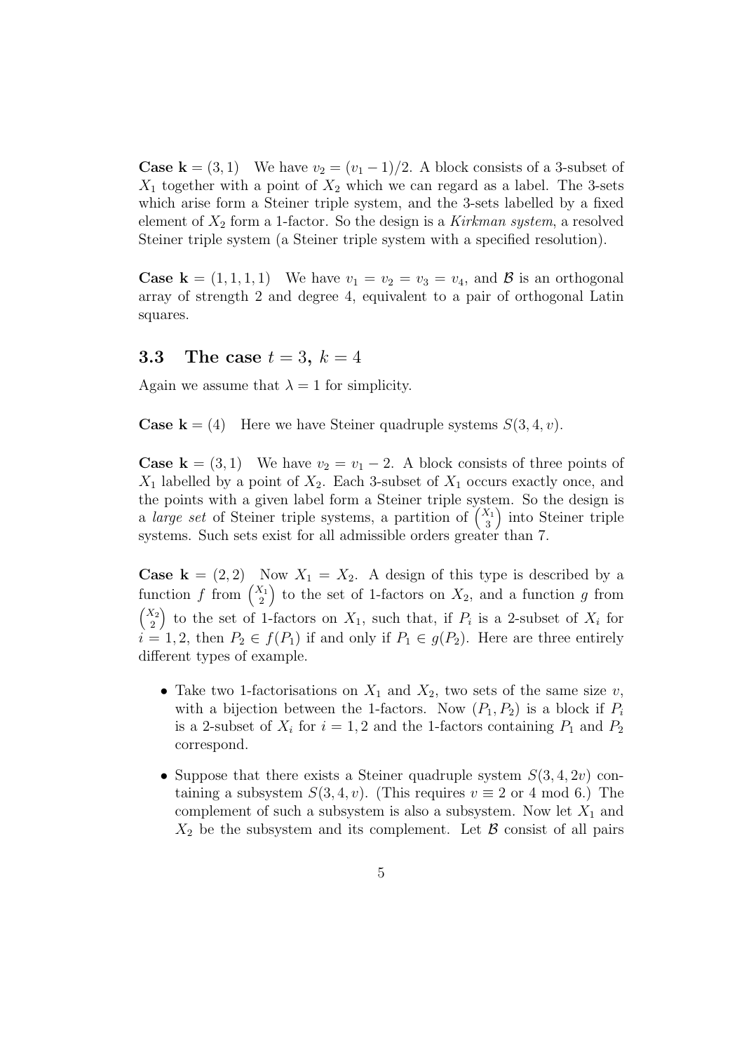**Case $\mathbf{k} = (3, 1)$** We have $v_2 = (v_1 - 1)/2$. A block consists of a 3-subset of $X_1$ together with a point of $X_2$ which we can regard as a label. The 3-sets which arise form a Steiner triple system, and the 3-sets labelled by a fixed element of $X_2$ form a 1-factor. So the design is a *Kirkman system*, a resolved Steiner triple system (a Steiner triple system with a specified resolution).

**Case $\mathbf{k} = (1, 1, 1, 1)$** We have $v_1 = v_2 = v_3 = v_4$, and $\mathcal{B}$ is an orthogonal array of strength 2 and degree 4, equivalent to a pair of orthogonal Latin squares.

### 3.3 The case $t = 3$, $k = 4$

Again we assume that $\lambda = 1$ for simplicity.

**Case $\mathbf{k} = (4)$** Here we have Steiner quadruple systems $S(3, 4, v)$.

**Case $\mathbf{k} = (3, 1)$** We have $v_2 = v_1 - 2$. A block consists of three points of $X_1$ labelled by a point of $X_2$. Each 3-subset of $X_1$ occurs exactly once, and the points with a given label form a Steiner triple system. So the design is a *large set* of Steiner triple systems, a partition of $\binom{X_1}{3}$ into Steiner triple systems. Such sets exist for all admissible orders greater than 7.

**Case $\mathbf{k} = (2, 2)$** Now $X_1 = X_2$. A design of this type is described by a function $f$ from $\binom{X_1}{2}$ to the set of 1-factors on $X_2$, and a function $g$ from $\binom{X_2}{2}$ to the set of 1-factors on $X_1$, such that, if $P_i$ is a 2-subset of $X_i$ for $i = 1, 2$, then $P_2 \in f(P_1)$ if and only if $P_1 \in g(P_2)$. Here are three entirely different types of example.

- Take two 1-factorisations on $X_1$ and $X_2$, two sets of the same size $v$, with a bijection between the 1-factors. Now $(P_1, P_2)$ is a block if $P_i$ is a 2-subset of $X_i$ for $i = 1, 2$ and the 1-factors containing $P_1$ and $P_2$ correspond.
- Suppose that there exists a Steiner quadruple system $S(3, 4, 2v)$ containing a subsystem $S(3, 4, v)$. (This requires $v \equiv 2$ or $4 \bmod 6$.) The complement of such a subsystem is also a subsystem. Now let $X_1$ and $X_2$ be the subsystem and its complement. Let $\mathcal{B}$ consist of all pairs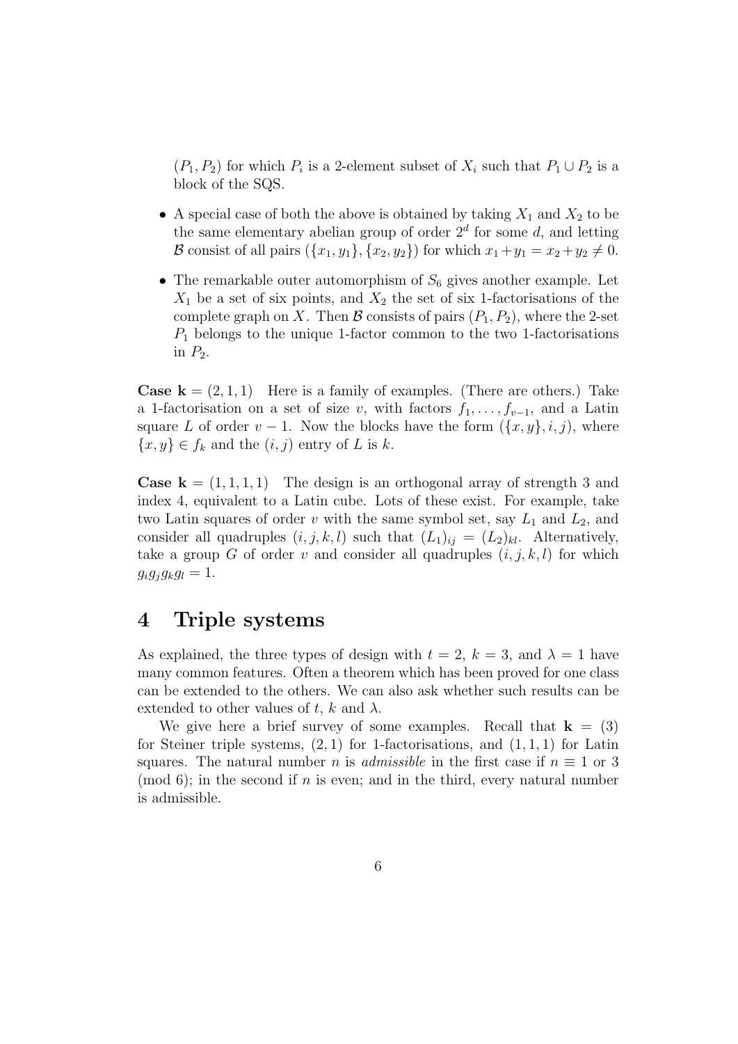$(P_1, P_2)$ for which $P_i$ is a 2-element subset of $X_i$ such that $P_1 \cup P_2$ is a block of the SQS.

- A special case of both the above is obtained by taking $X_1$ and $X_2$ to be the same elementary abelian group of order $2^d$ for some $d$, and letting $\mathcal{B}$ consist of all pairs $(\{x_1, y_1\}, \{x_2, y_2\})$ for which $x_1 + y_1 = x_2 + y_2 \neq 0$.
- The remarkable outer automorphism of $S_6$ gives another example. Let $X_1$ be a set of six points, and $X_2$ the set of six 1-factorisations of the complete graph on $X$. Then $\mathcal{B}$ consists of pairs $(P_1, P_2)$, where the 2-set $P_1$ belongs to the unique 1-factor common to the two 1-factorisations in $P_2$.

**Case $\mathbf{k} = (2, 1, 1)$** Here is a family of examples. (There are others.) Take a 1-factorisation on a set of size $v$, with factors $f_1, \ldots, f_{v-1}$, and a Latin square $L$ of order $v - 1$. Now the blocks have the form $(\{x, y\}, i, j)$, where $\{x, y\} \in f_k$ and the $(i, j)$ entry of $L$ is $k$.

**Case $\mathbf{k} = (1, 1, 1, 1)$** The design is an orthogonal array of strength 3 and index 4, equivalent to a Latin cube. Lots of these exist. For example, take two Latin squares of order $v$ with the same symbol set, say $L_1$ and $L_2$, and consider all quadruples $(i, j, k, l)$ such that $(L_1)_{ij} = (L_2)_{kl}$. Alternatively, take a group $G$ of order $v$ and consider all quadruples $(i, j, k, l)$ for which $g_i g_j g_k g_l = 1$.

# 4 Triple systems

As explained, the three types of design with $t = 2$, $k = 3$, and $\lambda = 1$ have many common features. Often a theorem which has been proved for one class can be extended to the others. We can also ask whether such results can be extended to other values of $t$, $k$ and $\lambda$.

We give here a brief survey of some examples. Recall that $\mathbf{k} = (3)$ for Steiner triple systems, $(2, 1)$ for 1-factorisations, and $(1, 1, 1)$ for Latin squares. The natural number $n$ is *admissible* in the first case if $n \equiv 1$ or 3 (mod 6); in the second if $n$ is even; and in the third, every natural number is admissible.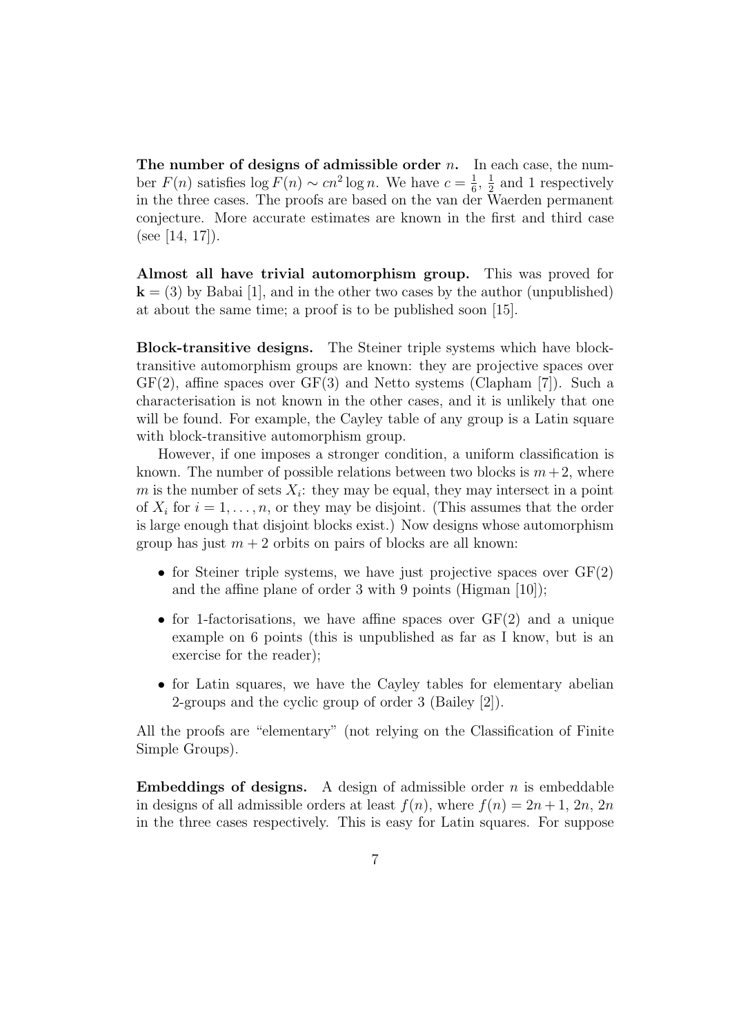**The number of designs of admissible order $n$.** In each case, the number $F(n)$ satisfies $\log F(n) \sim cn^2 \log n$. We have $c = \frac{1}{6}, \frac{1}{2}$ and 1 respectively in the three cases. The proofs are based on the van der Waerden permanent conjecture. More accurate estimates are known in the first and third case (see [14, 17]).

**Almost all have trivial automorphism group.** This was proved for $\mathbf{k} = (3)$ by Babai [1], and in the other two cases by the author (unpublished) at about the same time; a proof is to be published soon [15].

**Block-transitive designs.** The Steiner triple systems which have block-transitive automorphism groups are known: they are projective spaces over GF(2), affine spaces over GF(3) and Netto systems (Clapham [7]). Such a characterisation is not known in the other cases, and it is unlikely that one will be found. For example, the Cayley table of any group is a Latin square with block-transitive automorphism group.

However, if one imposes a stronger condition, a uniform classification is known. The number of possible relations between two blocks is $m+2$, where $m$ is the number of sets $X_i$: they may be equal, they may intersect in a point of $X_i$ for $i = 1, \ldots, n$, or they may be disjoint. (This assumes that the order is large enough that disjoint blocks exist.) Now designs whose automorphism group has just $m + 2$ orbits on pairs of blocks are all known:

- for Steiner triple systems, we have just projective spaces over GF(2) and the affine plane of order 3 with 9 points (Higman [10]);
- for 1-factorisations, we have affine spaces over GF(2) and a unique example on 6 points (this is unpublished as far as I know, but is an exercise for the reader);
- for Latin squares, we have the Cayley tables for elementary abelian 2-groups and the cyclic group of order 3 (Bailey [2]).

All the proofs are "elementary" (not relying on the Classification of Finite Simple Groups).

**Embeddings of designs.** A design of admissible order $n$ is embeddable in designs of all admissible orders at least $f(n)$, where $f(n) = 2n+1, 2n, 2n$ in the three cases respectively. This is easy for Latin squares. For suppose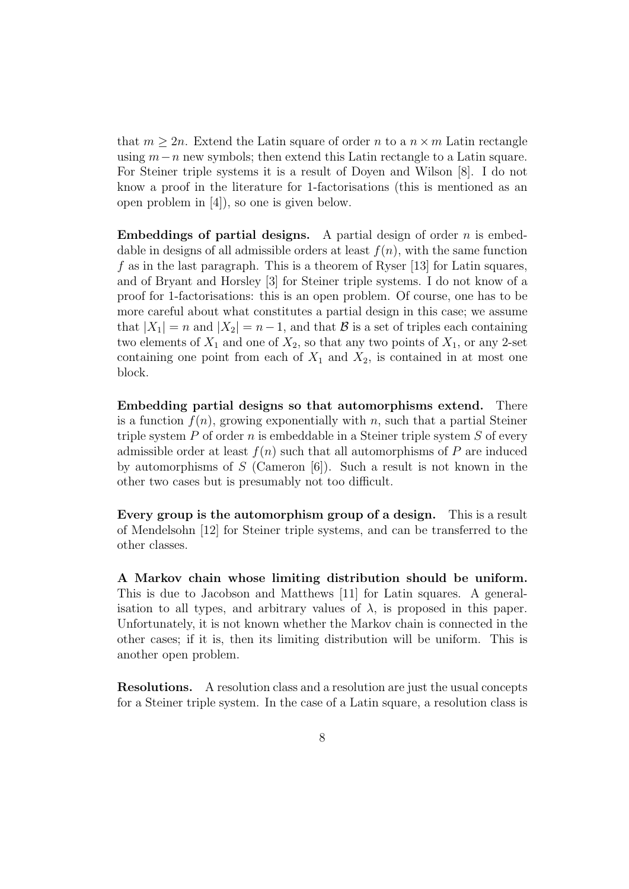that $m \geq 2n$. Extend the Latin square of order $n$ to a $n \times m$ Latin rectangle using $m-n$ new symbols; then extend this Latin rectangle to a Latin square. For Steiner triple systems it is a result of Doyen and Wilson [8]. I do not know a proof in the literature for 1-factorisations (this is mentioned as an open problem in [4]), so one is given below.

**Embeddings of partial designs.** A partial design of order $n$ is embeddable in designs of all admissible orders at least $f(n)$, with the same function $f$ as in the last paragraph. This is a theorem of Ryser [13] for Latin squares, and of Bryant and Horsley [3] for Steiner triple systems. I do not know of a proof for 1-factorisations: this is an open problem. Of course, one has to be more careful about what constitutes a partial design in this case; we assume that $|X_1| = n$ and $|X_2| = n-1$, and that $\mathcal{B}$ is a set of triples each containing two elements of $X_1$ and one of $X_2$, so that any two points of $X_1$, or any 2-set containing one point from each of $X_1$ and $X_2$, is contained in at most one block.

**Embedding partial designs so that automorphisms extend.** There is a function $f(n)$, growing exponentially with $n$, such that a partial Steiner triple system $P$ of order $n$ is embeddable in a Steiner triple system $S$ of every admissible order at least $f(n)$ such that all automorphisms of $P$ are induced by automorphisms of $S$ (Cameron [6]). Such a result is not known in the other two cases but is presumably not too difficult.

**Every group is the automorphism group of a design.** This is a result of Mendelsohn [12] for Steiner triple systems, and can be transferred to the other classes.

**A Markov chain whose limiting distribution should be uniform.** This is due to Jacobson and Matthews [11] for Latin squares. A generalisation to all types, and arbitrary values of $\lambda$, is proposed in this paper. Unfortunately, it is not known whether the Markov chain is connected in the other cases; if it is, then its limiting distribution will be uniform. This is another open problem.

**Resolutions.** A resolution class and a resolution are just the usual concepts for a Steiner triple system. In the case of a Latin square, a resolution class is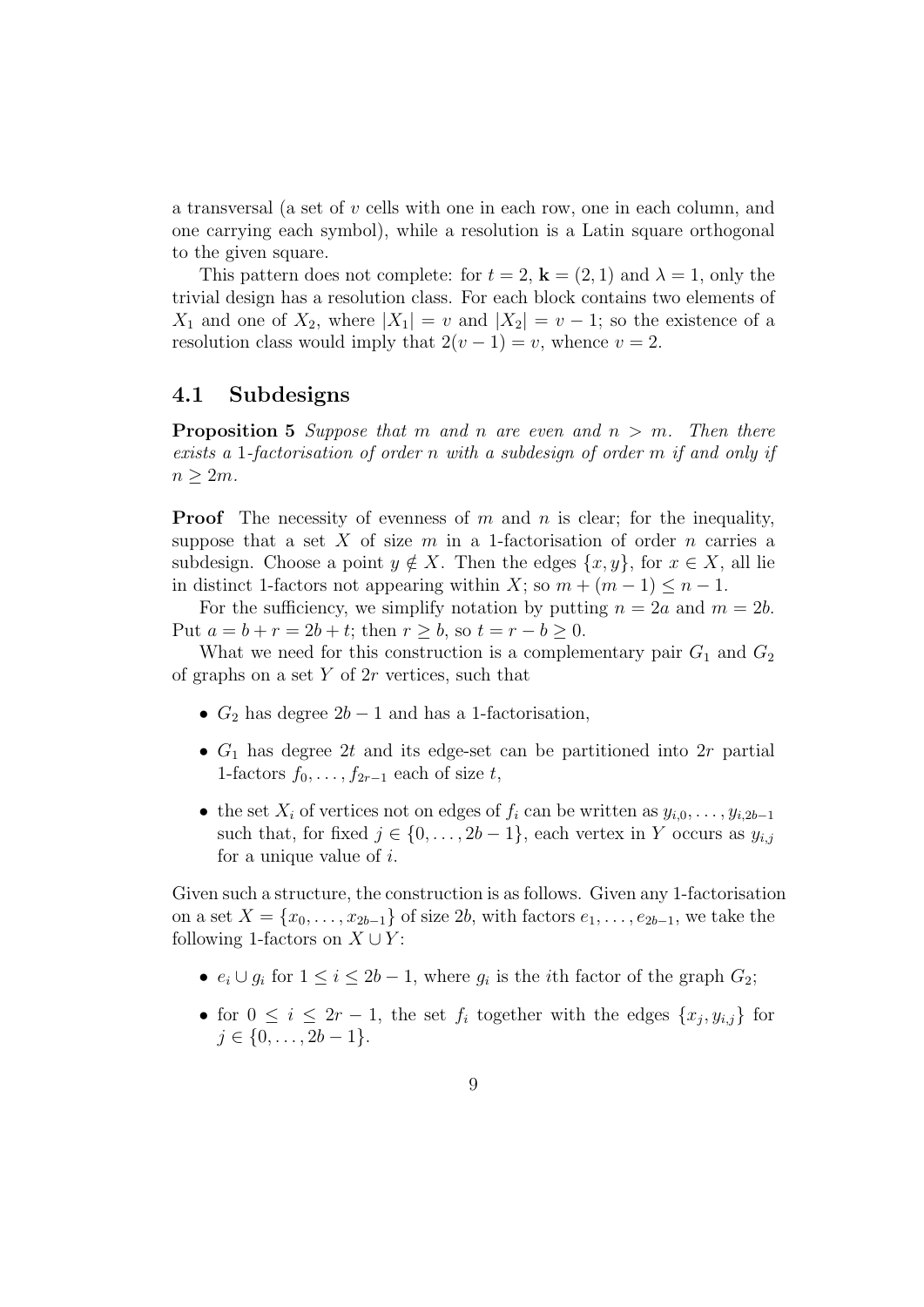a transversal (a set of $v$ cells with one in each row, one in each column, and one carrying each symbol), while a resolution is a Latin square orthogonal to the given square.

This pattern does not complete: for $t = 2$, $\mathbf{k} = (2, 1)$ and $\lambda = 1$, only the trivial design has a resolution class. For each block contains two elements of $X_1$ and one of $X_2$, where $|X_1| = v$ and $|X_2| = v - 1$; so the existence of a resolution class would imply that $2(v - 1) = v$, whence $v = 2$.

### 4.1 Subdesigns

**Proposition 5** *Suppose that $m$ and $n$ are even and $n > m$. Then there exists a 1-factorisation of order $n$ with a subdesign of order $m$ if and only if $n \geq 2m$.*

**Proof** The necessity of evenness of $m$ and $n$ is clear; for the inequality, suppose that a set $X$ of size $m$ in a 1-factorisation of order $n$ carries a subdesign. Choose a point $y \notin X$. Then the edges $\{x, y\}$, for $x \in X$, all lie in distinct 1-factors not appearing within $X$; so $m + (m - 1) \leq n - 1$.

For the sufficiency, we simplify notation by putting $n = 2a$ and $m = 2b$. Put $a = b + r = 2b + t$; then $r \geq b$, so $t = r - b \geq 0$.

What we need for this construction is a complementary pair $G_1$ and $G_2$ of graphs on a set $Y$ of $2r$ vertices, such that

- $G_2$ has degree $2b - 1$ and has a 1-factorisation,
- $G_1$ has degree $2t$ and its edge-set can be partitioned into $2r$ partial 1-factors $f_0, \ldots, f_{2r-1}$ each of size $t$,
- the set $X_i$ of vertices not on edges of $f_i$ can be written as $y_{i,0}, \ldots, y_{i,2b-1}$ such that, for fixed $j \in \{0, \ldots, 2b - 1\}$, each vertex in $Y$ occurs as $y_{i,j}$ for a unique value of $i$.

Given such a structure, the construction is as follows. Given any 1-factorisation on a set $X = \{x_0, \ldots, x_{2b-1}\}$ of size $2b$, with factors $e_1, \ldots, e_{2b-1}$, we take the following 1-factors on $X \cup Y$:

- $e_i \cup g_i$ for $1 \leq i \leq 2b - 1$, where $g_i$ is the $i$th factor of the graph $G_2$;
- for $0 \leq i \leq 2r - 1$, the set $f_i$ together with the edges $\{x_j, y_{i,j}\}$ for $j \in \{0, \ldots, 2b - 1\}$.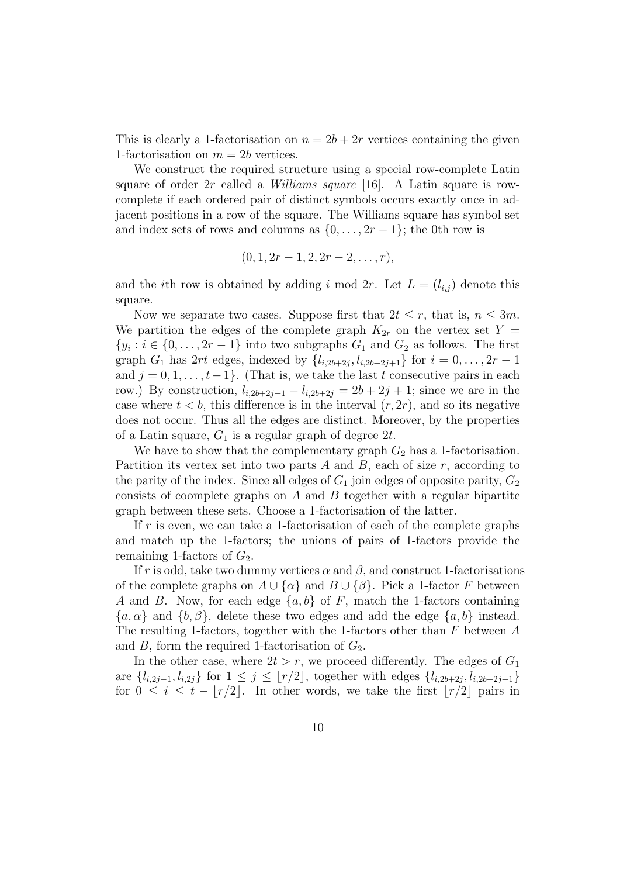This is clearly a 1-factorisation on $n = 2b + 2r$ vertices containing the given 1-factorisation on $m = 2b$ vertices.

We construct the required structure using a special row-complete Latin square of order $2r$ called a *Williams square* [16]. A Latin square is row-complete if each ordered pair of distinct symbols occurs exactly once in adjacent positions in a row of the square. The Williams square has symbol set and index sets of rows and columns as $\{0, \ldots, 2r-1\}$; the 0th row is

$$(0, 1, 2r-1, 2, 2r-2, \ldots, r),$$

and the $i$th row is obtained by adding $i$ mod $2r$. Let $L = (l_{i,j})$ denote this square.

Now we separate two cases. Suppose first that $2t \leq r$, that is, $n \leq 3m$. We partition the edges of the complete graph $K_{2r}$ on the vertex set $Y = \{y_i : i \in \{0, \ldots, 2r-1\}$ into two subgraphs $G_1$ and $G_2$ as follows. The first graph $G_1$ has $2rt$ edges, indexed by $\{l_{i,2b+2j}, l_{i,2b+2j+1}\}$ for $i = 0, \ldots, 2r-1$ and $j = 0, 1, \ldots, t-1\}$. (That is, we take the last $t$ consecutive pairs in each row.) By construction, $l_{i,2b+2j+1} - l_{i,2b+2j} = 2b + 2j + 1$; since we are in the case where $t < b$, this difference is in the interval $(r, 2r)$, and so its negative does not occur. Thus all the edges are distinct. Moreover, by the properties of a Latin square, $G_1$ is a regular graph of degree $2t$.

We have to show that the complementary graph $G_2$ has a 1-factorisation. Partition its vertex set into two parts $A$ and $B$, each of size $r$, according to the parity of the index. Since all edges of $G_1$ join edges of opposite parity, $G_2$ consists of coomplete graphs on $A$ and $B$ together with a regular bipartite graph between these sets. Choose a 1-factorisation of the latter.

If $r$ is even, we can take a 1-factorisation of each of the complete graphs and match up the 1-factors; the unions of pairs of 1-factors provide the remaining 1-factors of $G_2$.

If $r$ is odd, take two dummy vertices $\alpha$ and $\beta$, and construct 1-factorisations of the complete graphs on $A \cup \{\alpha\}$ and $B \cup \{\beta\}$. Pick a 1-factor $F$ between $A$ and $B$. Now, for each edge $\{a, b\}$ of $F$, match the 1-factors containing $\{a, \alpha\}$ and $\{b, \beta\}$, delete these two edges and add the edge $\{a, b\}$ instead. The resulting 1-factors, together with the 1-factors other than $F$ between $A$ and $B$, form the required 1-factorisation of $G_2$.

In the other case, where $2t > r$, we proceed differently. The edges of $G_1$ are $\{l_{i,2j-1}, l_{i,2j}\}$ for $1 \leq j \leq \lfloor r/2 \rfloor$, together with edges $\{l_{i,2b+2j}, l_{i,2b+2j+1}\}$ for $0 \leq i \leq t - \lfloor r/2 \rfloor$. In other words, we take the first $\lfloor r/2 \rfloor$ pairs in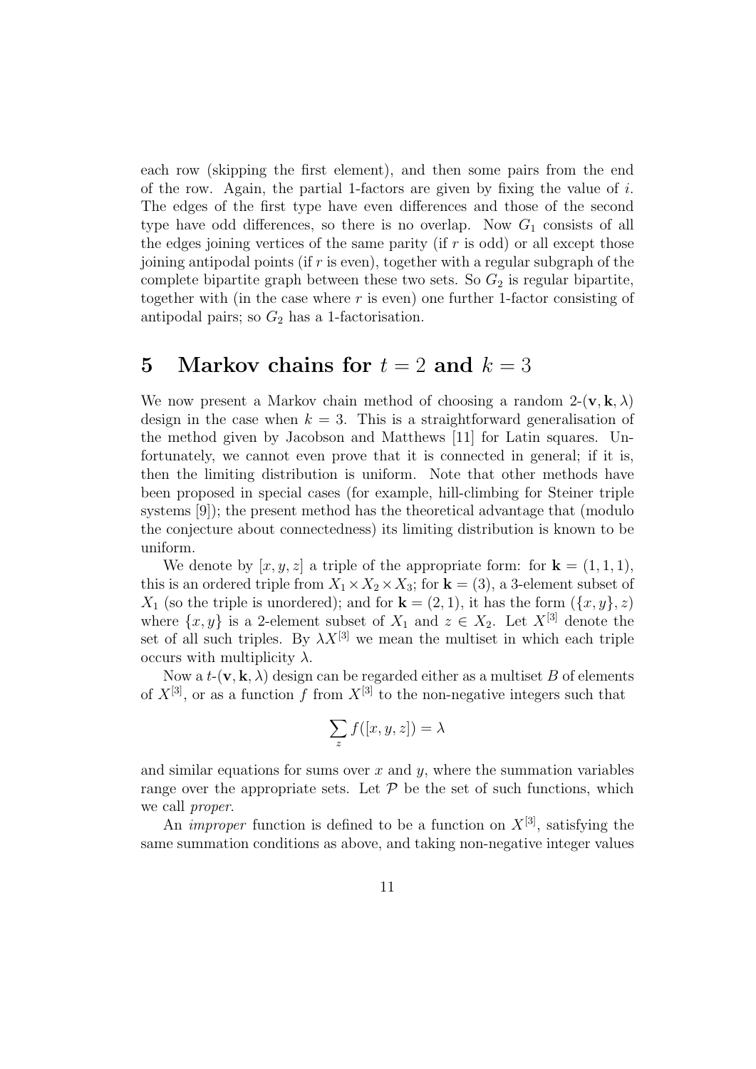each row (skipping the first element), and then some pairs from the end of the row. Again, the partial 1-factors are given by fixing the value of $i$. The edges of the first type have even differences and those of the second type have odd differences, so there is no overlap. Now $G_1$ consists of all the edges joining vertices of the same parity (if $r$ is odd) or all except those joining antipodal points (if $r$ is even), together with a regular subgraph of the complete bipartite graph between these two sets. So $G_2$ is regular bipartite, together with (in the case where $r$ is even) one further 1-factor consisting of antipodal pairs; so $G_2$ has a 1-factorisation.

# 5 Markov chains for $t = 2$ and $k = 3$

We now present a Markov chain method of choosing a random 2-$(\mathbf{v}, \mathbf{k}, \lambda)$ design in the case when $k = 3$. This is a straightforward generalisation of the method given by Jacobson and Matthews [11] for Latin squares. Unfortunately, we cannot even prove that it is connected in general; if it is, then the limiting distribution is uniform. Note that other methods have been proposed in special cases (for example, hill-climbing for Steiner triple systems [9]); the present method has the theoretical advantage that (modulo the conjecture about connectedness) its limiting distribution is known to be uniform.

We denote by $[x, y, z]$ a triple of the appropriate form: for $\mathbf{k} = (1, 1, 1)$, this is an ordered triple from $X_1 \times X_2 \times X_3$; for $\mathbf{k} = (3)$, a 3-element subset of $X_1$ (so the triple is unordered); and for $\mathbf{k} = (2, 1)$, it has the form $(\{x, y\}, z)$ where $\{x, y\}$ is a 2-element subset of $X_1$ and $z \in X_2$. Let $X^{[3]}$ denote the set of all such triples. By $\lambda X^{[3]}$ we mean the multiset in which each triple occurs with multiplicity $\lambda$.

Now a $t$-$(\mathbf{v}, \mathbf{k}, \lambda)$ design can be regarded either as a multiset $B$ of elements of $X^{[3]}$, or as a function $f$ from $X^{[3]}$ to the non-negative integers such that

$$\sum_{z} f([x, y, z]) = \lambda$$

and similar equations for sums over $x$ and $y$, where the summation variables range over the appropriate sets. Let $\mathcal{P}$ be the set of such functions, which we call *proper*.

An *improper* function is defined to be a function on $X^{[3]}$, satisfying the same summation conditions as above, and taking non-negative integer values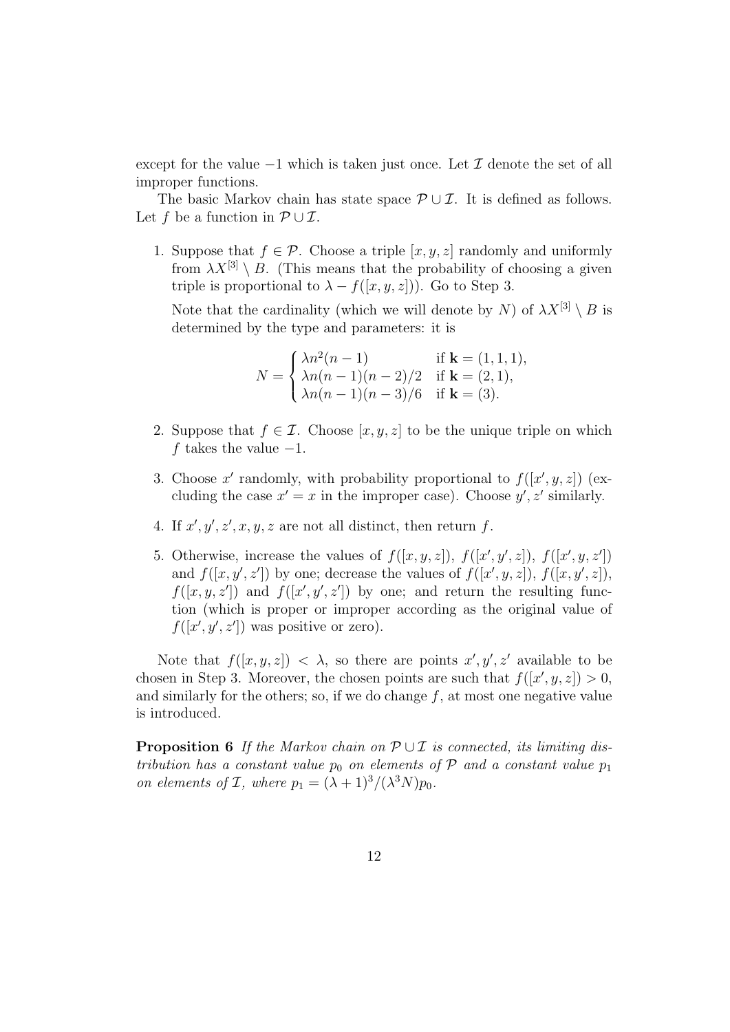except for the value $-1$ which is taken just once. Let $\mathcal{I}$ denote the set of all improper functions.

The basic Markov chain has state space $\mathcal{P} \cup \mathcal{I}$. It is defined as follows. Let $f$ be a function in $\mathcal{P} \cup \mathcal{I}$.

1. Suppose that $f \in \mathcal{P}$. Choose a triple $[x, y, z]$ randomly and uniformly from $\lambda X^{[3]} \setminus B$. (This means that the probability of choosing a given triple is proportional to $\lambda - f([x, y, z])$). Go to Step 3.

   Note that the cardinality (which we will denote by $N$) of $\lambda X^{[3]} \setminus B$ is determined by the type and parameters: it is

$$N = \begin{cases} \lambda n^2(n-1) & \text{if } \mathbf{k} = (1,1,1), \\ \lambda n(n-1)(n-2)/2 & \text{if } \mathbf{k} = (2,1), \\ \lambda n(n-1)(n-3)/6 & \text{if } \mathbf{k} = (3). \end{cases}$$

2. Suppose that $f \in \mathcal{I}$. Choose $[x, y, z]$ to be the unique triple on which $f$ takes the value $-1$.

3. Choose $x'$ randomly, with probability proportional to $f([x', y, z])$ (excluding the case $x' = x$ in the improper case). Choose $y', z'$ similarly.

4. If $x', y', z', x, y, z$ are not all distinct, then return $f$.

5. Otherwise, increase the values of $f([x, y, z])$, $f([x', y', z])$, $f([x', y, z'])$ and $f([x, y', z'])$ by one; decrease the values of $f([x', y, z])$, $f([x, y', z])$, $f([x, y, z'])$ and $f([x', y', z'])$ by one; and return the resulting function (which is proper or improper according as the original value of $f([x', y', z'])$ was positive or zero).

Note that $f([x, y, z]) < \lambda$, so there are points $x', y', z'$ available to be chosen in Step 3. Moreover, the chosen points are such that $f([x', y, z]) > 0$, and similarly for the others; so, if we do change $f$, at most one negative value is introduced.

**Proposition 6** *If the Markov chain on $\mathcal{P} \cup \mathcal{I}$ is connected, its limiting distribution has a constant value $p_0$ on elements of $\mathcal{P}$ and a constant value $p_1$ on elements of $\mathcal{I}$, where $p_1 = (\lambda+1)^3/(\lambda^3 N)p_0$.*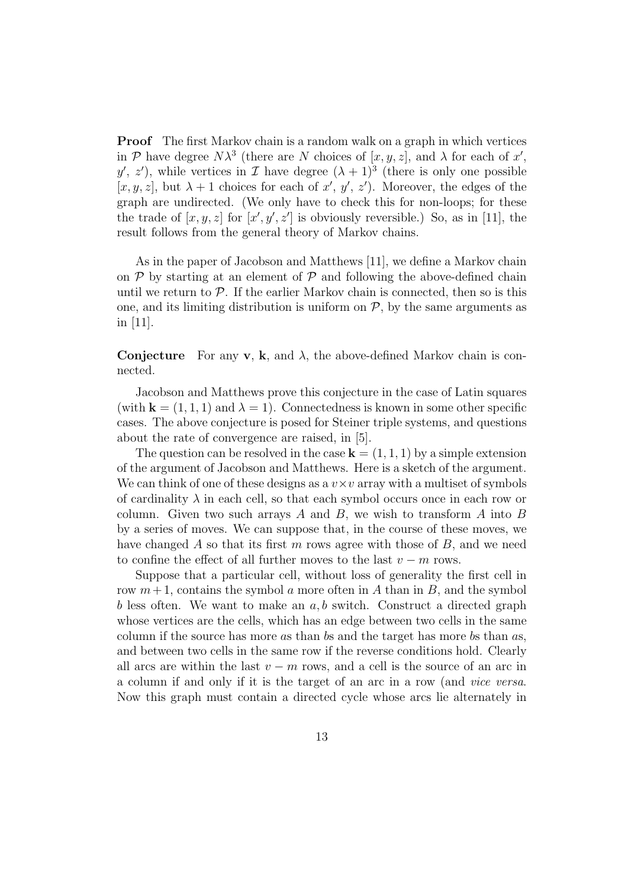**Proof** The first Markov chain is a random walk on a graph in which vertices in $\mathcal{P}$ have degree $N\lambda^3$ (there are $N$ choices of $[x, y, z]$, and $\lambda$ for each of $x'$, $y'$, $z'$), while vertices in $\mathcal{I}$ have degree $(\lambda + 1)^3$ (there is only one possible $[x, y, z]$, but $\lambda + 1$ choices for each of $x'$, $y'$, $z'$). Moreover, the edges of the graph are undirected. (We only have to check this for non-loops; for these the trade of $[x, y, z]$ for $[x', y', z']$ is obviously reversible.) So, as in [11], the result follows from the general theory of Markov chains.

As in the paper of Jacobson and Matthews [11], we define a Markov chain on $\mathcal{P}$ by starting at an element of $\mathcal{P}$ and following the above-defined chain until we return to $\mathcal{P}$. If the earlier Markov chain is connected, then so is this one, and its limiting distribution is uniform on $\mathcal{P}$, by the same arguments as in [11].

**Conjecture** For any $\mathbf{v}$, $\mathbf{k}$, and $\lambda$, the above-defined Markov chain is connected.

Jacobson and Matthews prove this conjecture in the case of Latin squares (with $\mathbf{k} = (1, 1, 1)$ and $\lambda = 1$). Connectedness is known in some other specific cases. The above conjecture is posed for Steiner triple systems, and questions about the rate of convergence are raised, in [5].

The question can be resolved in the case $\mathbf{k} = (1, 1, 1)$ by a simple extension of the argument of Jacobson and Matthews. Here is a sketch of the argument. We can think of one of these designs as a $v \times v$ array with a multiset of symbols of cardinality $\lambda$ in each cell, so that each symbol occurs once in each row or column. Given two such arrays $A$ and $B$, we wish to transform $A$ into $B$ by a series of moves. We can suppose that, in the course of these moves, we have changed $A$ so that its first $m$ rows agree with those of $B$, and we need to confine the effect of all further moves to the last $v - m$ rows.

Suppose that a particular cell, without loss of generality the first cell in row $m + 1$, contains the symbol $a$ more often in $A$ than in $B$, and the symbol $b$ less often. We want to make an $a, b$ switch. Construct a directed graph whose vertices are the cells, which has an edge between two cells in the same column if the source has more $a$s than $b$s and the target has more $b$s than $a$s, and between two cells in the same row if the reverse conditions hold. Clearly all arcs are within the last $v - m$ rows, and a cell is the source of an arc in a column if and only if it is the target of an arc in a row (and *vice versa*. Now this graph must contain a directed cycle whose arcs lie alternately in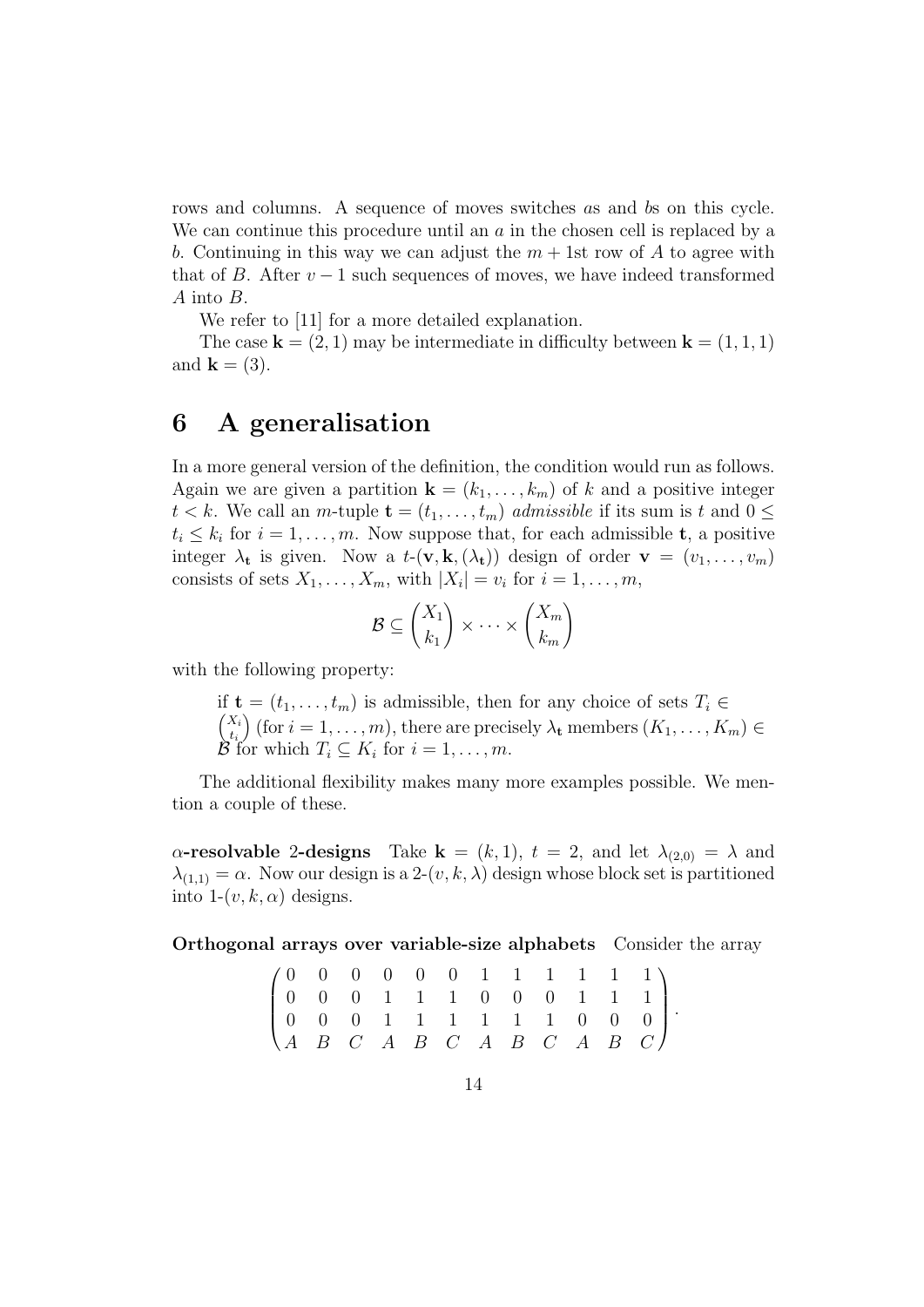rows and columns. A sequence of moves switches $a$s and $b$s on this cycle. We can continue this procedure until an $a$ in the chosen cell is replaced by a $b$. Continuing in this way we can adjust the $m+1$st row of $A$ to agree with that of $B$. After $v-1$ such sequences of moves, we have indeed transformed $A$ into $B$.

We refer to [11] for a more detailed explanation.

The case $\mathbf{k} = (2,1)$ may be intermediate in difficulty between $\mathbf{k} = (1,1,1)$ and $\mathbf{k} = (3)$.

# 6 A generalisation

In a more general version of the definition, the condition would run as follows. Again we are given a partition $\mathbf{k} = (k_1, \ldots, k_m)$ of $k$ and a positive integer $t < k$. We call an $m$-tuple $\mathbf{t} = (t_1, \ldots, t_m)$ *admissible* if its sum is $t$ and $0 \leq t_i \leq k_i$ for $i = 1, \ldots, m$. Now suppose that, for each admissible $\mathbf{t}$, a positive integer $\lambda_{\mathbf{t}}$ is given. Now a $t$-$(\mathbf{v}, \mathbf{k}, (\lambda_{\mathbf{t}}))$ design of order $\mathbf{v} = (v_1, \ldots, v_m)$ consists of sets $X_1, \ldots, X_m$, with $|X_i| = v_i$ for $i = 1, \ldots, m$,

$$\mathcal{B} \subseteq \binom{X_1}{k_1} \times \cdots \times \binom{X_m}{k_m}$$

with the following property:

> if $\mathbf{t} = (t_1, \ldots, t_m)$ is admissible, then for any choice of sets $T_i \in \binom{X_i}{t_i}$ (for $i = 1, \ldots, m$), there are precisely $\lambda_{\mathbf{t}}$ members $(K_1, \ldots, K_m) \in \mathcal{B}$ for which $T_i \subseteq K_i$ for $i = 1, \ldots, m$.

The additional flexibility makes many more examples possible. We mention a couple of these.

**$\alpha$-resolvable 2-designs** Take $\mathbf{k} = (k, 1)$, $t = 2$, and let $\lambda_{(2,0)} = \lambda$ and $\lambda_{(1,1)} = \alpha$. Now our design is a 2-$(v, k, \lambda)$ design whose block set is partitioned into 1-$(v, k, \alpha)$ designs.

**Orthogonal arrays over variable-size alphabets** Consider the array

$$\begin{pmatrix} 0 & 0 & 0 & 0 & 0 & 0 & 1 & 1 & 1 & 1 & 1 & 1 \\ 0 & 0 & 0 & 1 & 1 & 1 & 0 & 0 & 0 & 1 & 1 & 1 \\ 0 & 0 & 0 & 1 & 1 & 1 & 1 & 1 & 1 & 0 & 0 & 0 \\ A & B & C & A & B & C & A & B & C & A & B & C \end{pmatrix}.$$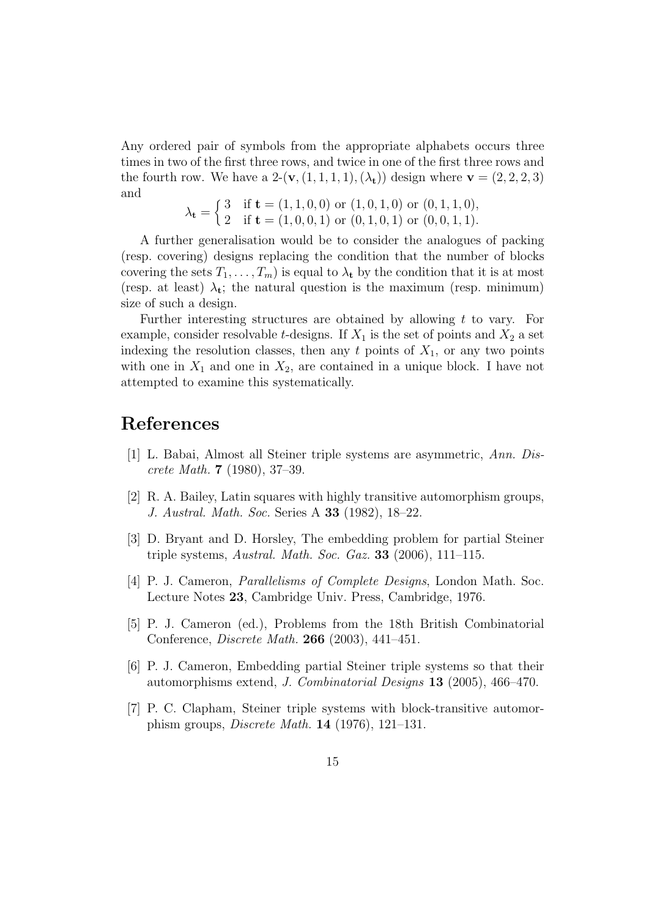Any ordered pair of symbols from the appropriate alphabets occurs three times in two of the first three rows, and twice in one of the first three rows and the fourth row. We have a 2-$(\mathbf{v}, (1, 1, 1, 1), (\lambda_\mathbf{t}))$ design where $\mathbf{v} = (2, 2, 2, 3)$ and

$$\lambda_\mathbf{t} = \begin{cases} 3 & \text{if } \mathbf{t} = (1, 1, 0, 0) \text{ or } (1, 0, 1, 0) \text{ or } (0, 1, 1, 0), \\ 2 & \text{if } \mathbf{t} = (1, 0, 0, 1) \text{ or } (0, 1, 0, 1) \text{ or } (0, 0, 1, 1). \end{cases}$$

A further generalisation would be to consider the analogues of packing (resp. covering) designs replacing the condition that the number of blocks covering the sets $T_1, \ldots, T_m$) is equal to $\lambda_\mathbf{t}$ by the condition that it is at most (resp. at least) $\lambda_\mathbf{t}$; the natural question is the maximum (resp. minimum) size of such a design.

Further interesting structures are obtained by allowing $t$ to vary. For example, consider resolvable $t$-designs. If $X_1$ is the set of points and $X_2$ a set indexing the resolution classes, then any $t$ points of $X_1$, or any two points with one in $X_1$ and one in $X_2$, are contained in a unique block. I have not attempted to examine this systematically.

# References

[1] L. Babai, Almost all Steiner triple systems are asymmetric, *Ann. Discrete Math.* **7** (1980), 37–39.

[2] R. A. Bailey, Latin squares with highly transitive automorphism groups, *J. Austral. Math. Soc.* Series A **33** (1982), 18–22.

[3] D. Bryant and D. Horsley, The embedding problem for partial Steiner triple systems, *Austral. Math. Soc. Gaz.* **33** (2006), 111–115.

[4] P. J. Cameron, *Parallelisms of Complete Designs*, London Math. Soc. Lecture Notes **23**, Cambridge Univ. Press, Cambridge, 1976.

[5] P. J. Cameron (ed.), Problems from the 18th British Combinatorial Conference, *Discrete Math.* **266** (2003), 441–451.

[6] P. J. Cameron, Embedding partial Steiner triple systems so that their automorphisms extend, *J. Combinatorial Designs* **13** (2005), 466–470.

[7] P. C. Clapham, Steiner triple systems with block-transitive automorphism groups, *Discrete Math.* **14** (1976), 121–131.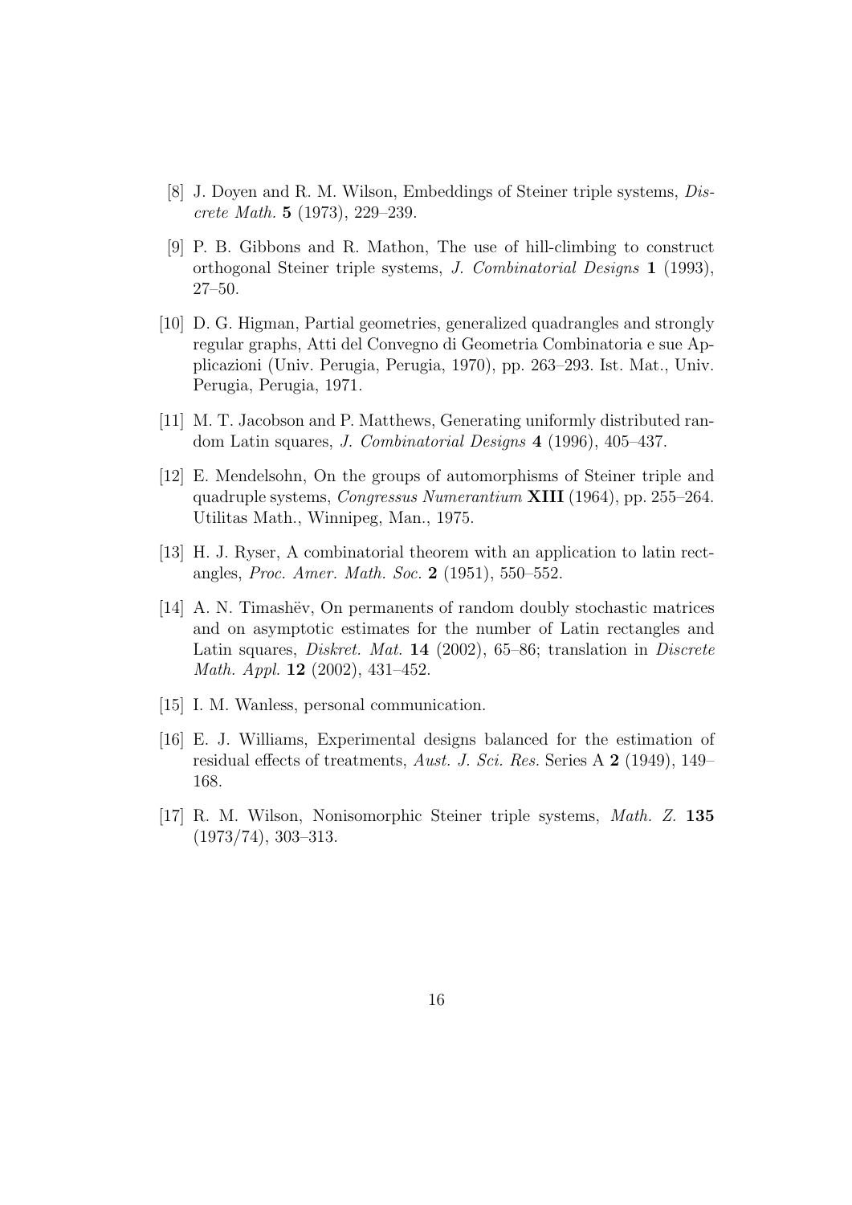[8] J. Doyen and R. M. Wilson, Embeddings of Steiner triple systems, *Discrete Math.* **5** (1973), 229–239.

[9] P. B. Gibbons and R. Mathon, The use of hill-climbing to construct orthogonal Steiner triple systems, *J. Combinatorial Designs* **1** (1993), 27–50.

[10] D. G. Higman, Partial geometries, generalized quadrangles and strongly regular graphs, Atti del Convegno di Geometria Combinatoria e sue Applicazioni (Univ. Perugia, Perugia, 1970), pp. 263–293. Ist. Mat., Univ. Perugia, Perugia, 1971.

[11] M. T. Jacobson and P. Matthews, Generating uniformly distributed random Latin squares, *J. Combinatorial Designs* **4** (1996), 405–437.

[12] E. Mendelsohn, On the groups of automorphisms of Steiner triple and quadruple systems, *Congressus Numerantium* **XIII** (1964), pp. 255–264. Utilitas Math., Winnipeg, Man., 1975.

[13] H. J. Ryser, A combinatorial theorem with an application to latin rectangles, *Proc. Amer. Math. Soc.* **2** (1951), 550–552.

[14] A. N. Timashëv, On permanents of random doubly stochastic matrices and on asymptotic estimates for the number of Latin rectangles and Latin squares, *Diskret. Mat.* **14** (2002), 65–86; translation in *Discrete Math. Appl.* **12** (2002), 431–452.

[15] I. M. Wanless, personal communication.

[16] E. J. Williams, Experimental designs balanced for the estimation of residual effects of treatments, *Aust. J. Sci. Res.* Series A **2** (1949), 149–168.

[17] R. M. Wilson, Nonisomorphic Steiner triple systems, *Math. Z.* **135** (1973/74), 303–313.